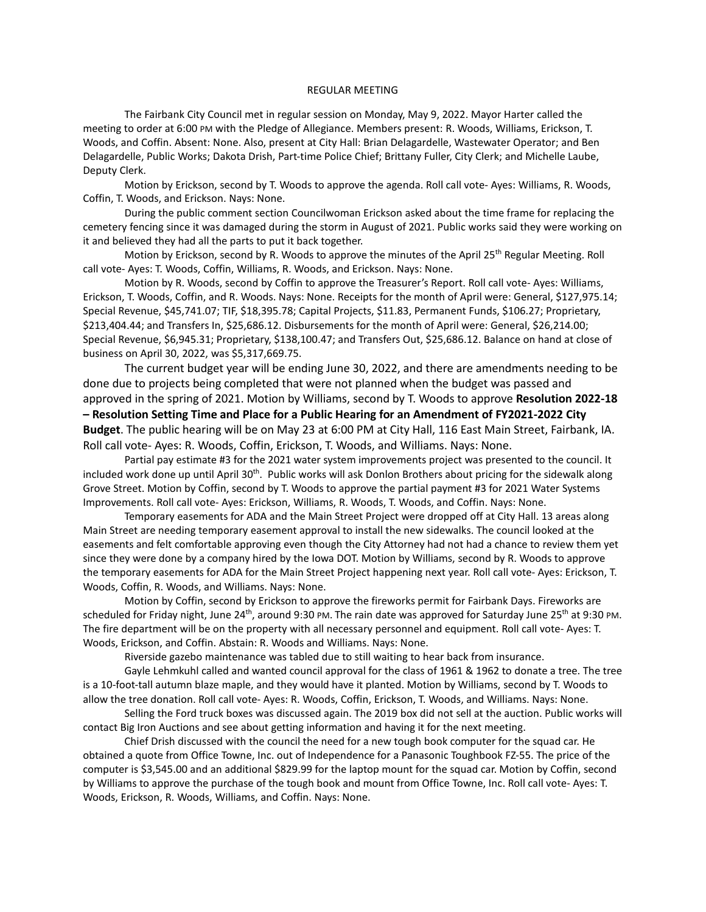# REGULAR MEETING

The Fairbank City Council met in regular session on Monday, May 9, 2022. Mayor Harter called the meeting to order at 6:00 PM with the Pledge of Allegiance. Members present: R. Woods, Williams, Erickson, T. Woods, and Coffin. Absent: None. Also, present at City Hall: Brian Delagardelle, Wastewater Operator; and Ben Delagardelle, Public Works; Dakota Drish, Part-time Police Chief; Brittany Fuller, City Clerk; and Michelle Laube, Deputy Clerk.

Motion by Erickson, second by T. Woods to approve the agenda. Roll call vote- Ayes: Williams, R. Woods, Coffin, T. Woods, and Erickson. Nays: None.

During the public comment section Councilwoman Erickson asked about the time frame for replacing the cemetery fencing since it was damaged during the storm in August of 2021. Public works said they were working on it and believed they had all the parts to put it back together.

Motion by Erickson, second by R. Woods to approve the minutes of the April 25th Regular Meeting. Roll call vote- Ayes: T. Woods, Coffin, Williams, R. Woods, and Erickson. Nays: None.

Motion by R. Woods, second by Coffin to approve the Treasurer's Report. Roll call vote- Ayes: Williams, Erickson, T. Woods, Coffin, and R. Woods. Nays: None. Receipts for the month of April were: General, $127,975.14; Special Revenue, $45,741.07; TIF, $18,395.78; Capital Projects, $11.83, Permanent Funds, $106.27; Proprietary, $213,404.44; and Transfers In, $25,686.12. Disbursements for the month of April were: General, $26,214.00; Special Revenue, $6,945.31; Proprietary, $138,100.47; and Transfers Out, $25,686.12. Balance on hand at close of business on April 30, 2022, was $5,317,669.75.

The current budget year will be ending June 30, 2022, and there are amendments needing to be done due to projects being completed that were not planned when the budget was passed and approved in the spring of 2021. Motion by Williams, second by T. Woods to approve **Resolution 2022-18 – Resolution Setting Time and Place for a Public Hearing for an Amendment of FY2021-2022 City Budget**. The public hearing will be on May 23 at 6:00 PM at City Hall, 116 East Main Street, Fairbank, IA. Roll call vote- Ayes: R. Woods, Coffin, Erickson, T. Woods, and Williams. Nays: None.

Partial pay estimate #3 for the 2021 water system improvements project was presented to the council. It included work done up until April 30th. Public works will ask Donlon Brothers about pricing for the sidewalk along Grove Street. Motion by Coffin, second by T. Woods to approve the partial payment #3 for 2021 Water Systems Improvements. Roll call vote- Ayes: Erickson, Williams, R. Woods, T. Woods, and Coffin. Nays: None.

Temporary easements for ADA and the Main Street Project were dropped off at City Hall. 13 areas along Main Street are needing temporary easement approval to install the new sidewalks. The council looked at the easements and felt comfortable approving even though the City Attorney had not had a chance to review them yet since they were done by a company hired by the Iowa DOT. Motion by Williams, second by R. Woods to approve the temporary easements for ADA for the Main Street Project happening next year. Roll call vote- Ayes: Erickson, T. Woods, Coffin, R. Woods, and Williams. Nays: None.

Motion by Coffin, second by Erickson to approve the fireworks permit for Fairbank Days. Fireworks are scheduled for Friday night, June 24th, around 9:30 PM. The rain date was approved for Saturday June 25th at 9:30 PM. The fire department will be on the property with all necessary personnel and equipment. Roll call vote- Ayes: T. Woods, Erickson, and Coffin. Abstain: R. Woods and Williams. Nays: None.

Riverside gazebo maintenance was tabled due to still waiting to hear back from insurance.

Gayle Lehmkuhl called and wanted council approval for the class of 1961 & 1962 to donate a tree. The tree is a 10-foot-tall autumn blaze maple, and they would have it planted. Motion by Williams, second by T. Woods to allow the tree donation. Roll call vote- Ayes: R. Woods, Coffin, Erickson, T. Woods, and Williams. Nays: None.

Selling the Ford truck boxes was discussed again. The 2019 box did not sell at the auction. Public works will contact Big Iron Auctions and see about getting information and having it for the next meeting.

Chief Drish discussed with the council the need for a new tough book computer for the squad car. He obtained a quote from Office Towne, Inc. out of Independence for a Panasonic Toughbook FZ-55. The price of the computer is $3,545.00 and an additional $829.99 for the laptop mount for the squad car. Motion by Coffin, second by Williams to approve the purchase of the tough book and mount from Office Towne, Inc. Roll call vote- Ayes: T. Woods, Erickson, R. Woods, Williams, and Coffin. Nays: None.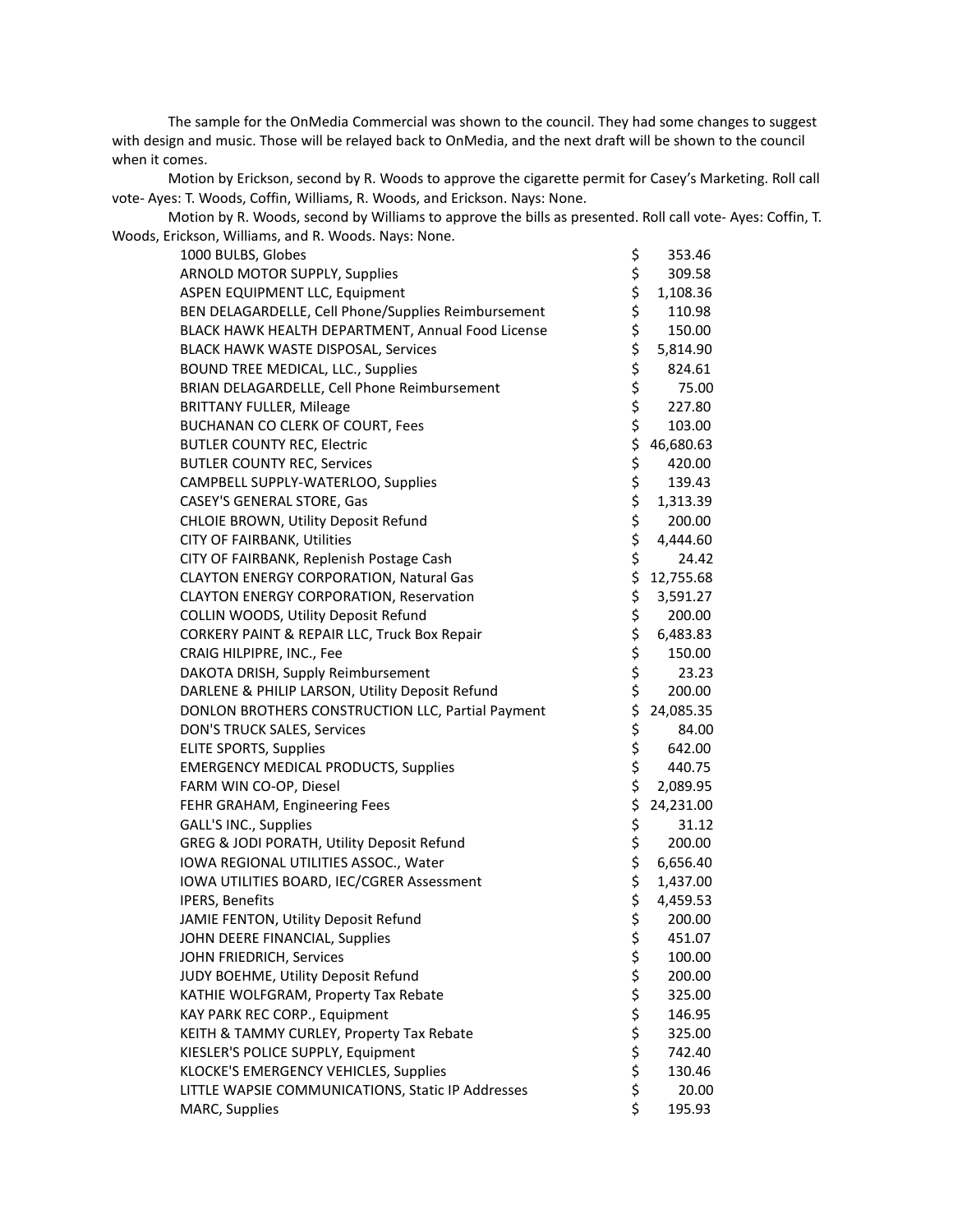The sample for the OnMedia Commercial was shown to the council. They had some changes to suggest with design and music. Those will be relayed back to OnMedia, and the next draft will be shown to the council when it comes.

Motion by Erickson, second by R. Woods to approve the cigarette permit for Casey's Marketing. Roll call vote- Ayes: T. Woods, Coffin, Williams, R. Woods, and Erickson. Nays: None.

Motion by R. Woods, second by Williams to approve the bills as presented. Roll call vote- Ayes: Coffin, T. Woods, Erickson, Williams, and R. Woods. Nays: None.

| | |
|---|---|
| 1000 BULBS, Globes | $ 353.46 |
| ARNOLD MOTOR SUPPLY, Supplies | $ 309.58 |
| ASPEN EQUIPMENT LLC, Equipment | $ 1,108.36 |
| BEN DELAGARDELLE, Cell Phone/Supplies Reimbursement | $ 110.98 |
| BLACK HAWK HEALTH DEPARTMENT, Annual Food License | $ 150.00 |
| BLACK HAWK WASTE DISPOSAL, Services | $ 5,814.90 |
| BOUND TREE MEDICAL, LLC., Supplies | $ 824.61 |
| BRIAN DELAGARDELLE, Cell Phone Reimbursement | $ 75.00 |
| BRITTANY FULLER, Mileage | $ 227.80 |
| BUCHANAN CO CLERK OF COURT, Fees | $ 103.00 |
| BUTLER COUNTY REC, Electric | $ 46,680.63 |
| BUTLER COUNTY REC, Services | $ 420.00 |
| CAMPBELL SUPPLY-WATERLOO, Supplies | $ 139.43 |
| CASEY'S GENERAL STORE, Gas | $ 1,313.39 |
| CHLOIE BROWN, Utility Deposit Refund | $ 200.00 |
| CITY OF FAIRBANK, Utilities | $ 4,444.60 |
| CITY OF FAIRBANK, Replenish Postage Cash | $ 24.42 |
| CLAYTON ENERGY CORPORATION, Natural Gas | $ 12,755.68 |
| CLAYTON ENERGY CORPORATION, Reservation | $ 3,591.27 |
| COLLIN WOODS, Utility Deposit Refund | $ 200.00 |
| CORKERY PAINT & REPAIR LLC, Truck Box Repair | $ 6,483.83 |
| CRAIG HILPIPRE, INC., Fee | $ 150.00 |
| DAKOTA DRISH, Supply Reimbursement | $ 23.23 |
| DARLENE & PHILIP LARSON, Utility Deposit Refund | $ 200.00 |
| DONLON BROTHERS CONSTRUCTION LLC, Partial Payment | $ 24,085.35 |
| DON'S TRUCK SALES, Services | $ 84.00 |
| ELITE SPORTS, Supplies | $ 642.00 |
| EMERGENCY MEDICAL PRODUCTS, Supplies | $ 440.75 |
| FARM WIN CO-OP, Diesel | $ 2,089.95 |
| FEHR GRAHAM, Engineering Fees | $ 24,231.00 |
| GALL'S INC., Supplies | $ 31.12 |
| GREG & JODI PORATH, Utility Deposit Refund | $ 200.00 |
| IOWA REGIONAL UTILITIES ASSOC., Water | $ 6,656.40 |
| IOWA UTILITIES BOARD, IEC/CGRER Assessment | $ 1,437.00 |
| IPERS, Benefits | $ 4,459.53 |
| JAMIE FENTON, Utility Deposit Refund | $ 200.00 |
| JOHN DEERE FINANCIAL, Supplies | $ 451.07 |
| JOHN FRIEDRICH, Services | $ 100.00 |
| JUDY BOEHME, Utility Deposit Refund | $ 200.00 |
| KATHIE WOLFGRAM, Property Tax Rebate | $ 325.00 |
| KAY PARK REC CORP., Equipment | $ 146.95 |
| KEITH & TAMMY CURLEY, Property Tax Rebate | $ 325.00 |
| KIESLER'S POLICE SUPPLY, Equipment | $ 742.40 |
| KLOCKE'S EMERGENCY VEHICLES, Supplies | $ 130.46 |
| LITTLE WAPSIE COMMUNICATIONS, Static IP Addresses | $ 20.00 |
| MARC, Supplies | $ 195.93 |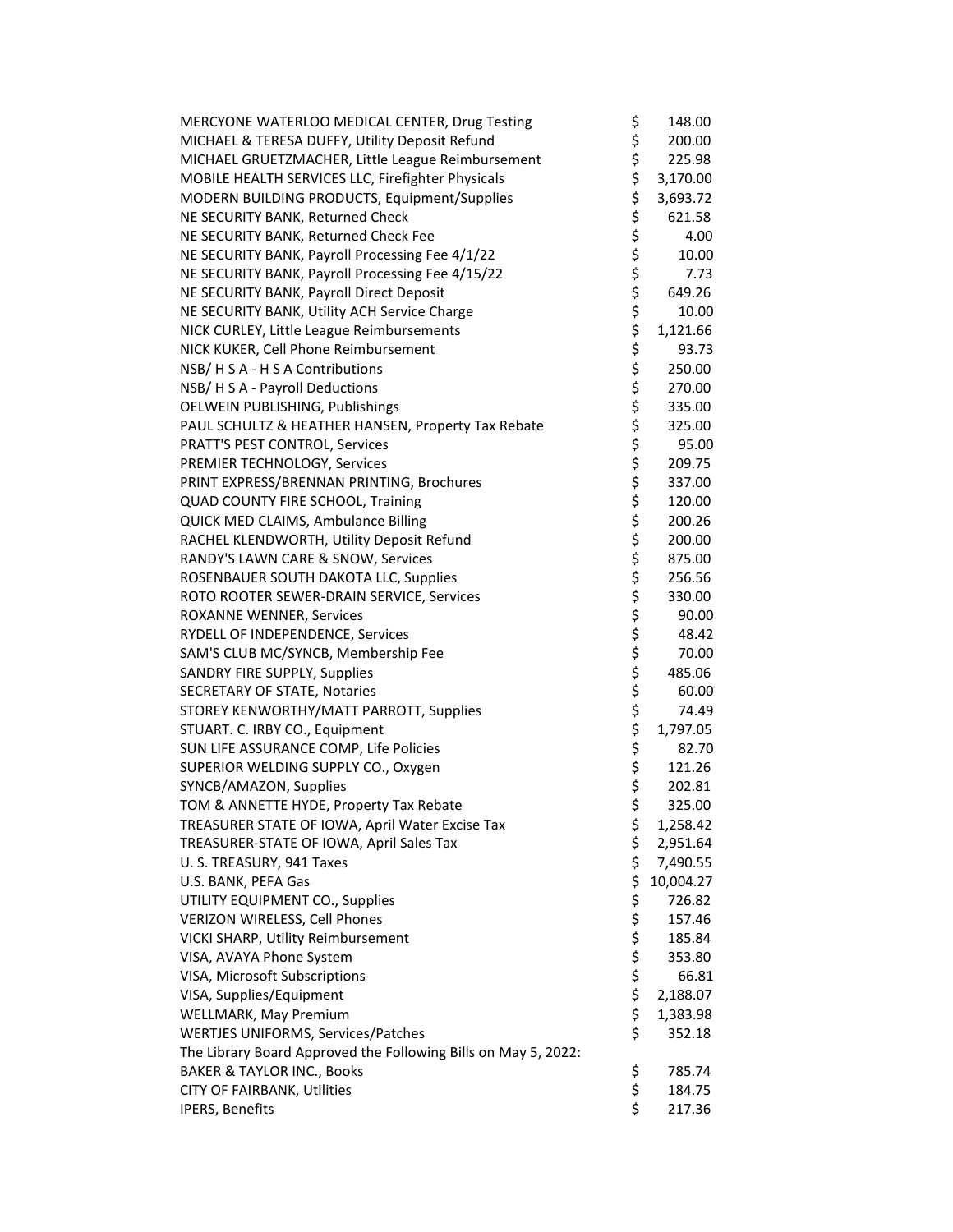| | | |
|---|---|---|
| MERCYONE WATERLOO MEDICAL CENTER, Drug Testing | $ | 148.00 |
| MICHAEL & TERESA DUFFY, Utility Deposit Refund | $ | 200.00 |
| MICHAEL GRUETZMACHER, Little League Reimbursement | $ | 225.98 |
| MOBILE HEALTH SERVICES LLC, Firefighter Physicals | $ | 3,170.00 |
| MODERN BUILDING PRODUCTS, Equipment/Supplies | $ | 3,693.72 |
| NE SECURITY BANK, Returned Check | $ | 621.58 |
| NE SECURITY BANK, Returned Check Fee | $ | 4.00 |
| NE SECURITY BANK, Payroll Processing Fee 4/1/22 | $ | 10.00 |
| NE SECURITY BANK, Payroll Processing Fee 4/15/22 | $ | 7.73 |
| NE SECURITY BANK, Payroll Direct Deposit | $ | 649.26 |
| NE SECURITY BANK, Utility ACH Service Charge | $ | 10.00 |
| NICK CURLEY, Little League Reimbursements | $ | 1,121.66 |
| NICK KUKER, Cell Phone Reimbursement | $ | 93.73 |
| NSB/ H S A - H S A Contributions | $ | 250.00 |
| NSB/ H S A - Payroll Deductions | $ | 270.00 |
| OELWEIN PUBLISHING, Publishings | $ | 335.00 |
| PAUL SCHULTZ & HEATHER HANSEN, Property Tax Rebate | $ | 325.00 |
| PRATT'S PEST CONTROL, Services | $ | 95.00 |
| PREMIER TECHNOLOGY, Services | $ | 209.75 |
| PRINT EXPRESS/BRENNAN PRINTING, Brochures | $ | 337.00 |
| QUAD COUNTY FIRE SCHOOL, Training | $ | 120.00 |
| QUICK MED CLAIMS, Ambulance Billing | $ | 200.26 |
| RACHEL KLENDWORTH, Utility Deposit Refund | $ | 200.00 |
| RANDY'S LAWN CARE & SNOW, Services | $ | 875.00 |
| ROSENBAUER SOUTH DAKOTA LLC, Supplies | $ | 256.56 |
| ROTO ROOTER SEWER-DRAIN SERVICE, Services | $ | 330.00 |
| ROXANNE WENNER, Services | $ | 90.00 |
| RYDELL OF INDEPENDENCE, Services | $ | 48.42 |
| SAM'S CLUB MC/SYNCB, Membership Fee | $ | 70.00 |
| SANDRY FIRE SUPPLY, Supplies | $ | 485.06 |
| SECRETARY OF STATE, Notaries | $ | 60.00 |
| STOREY KENWORTHY/MATT PARROTT, Supplies | $ | 74.49 |
| STUART. C. IRBY CO., Equipment | $ | 1,797.05 |
| SUN LIFE ASSURANCE COMP, Life Policies | $ | 82.70 |
| SUPERIOR WELDING SUPPLY CO., Oxygen | $ | 121.26 |
| SYNCB/AMAZON, Supplies | $ | 202.81 |
| TOM & ANNETTE HYDE, Property Tax Rebate | $ | 325.00 |
| TREASURER STATE OF IOWA, April Water Excise Tax | $ | 1,258.42 |
| TREASURER-STATE OF IOWA, April Sales Tax | $ | 2,951.64 |
| U. S. TREASURY, 941 Taxes | $ | 7,490.55 |
| U.S. BANK, PEFA Gas | $ | 10,004.27 |
| UTILITY EQUIPMENT CO., Supplies | $ | 726.82 |
| VERIZON WIRELESS, Cell Phones | $ | 157.46 |
| VICKI SHARP, Utility Reimbursement | $ | 185.84 |
| VISA, AVAYA Phone System | $ | 353.80 |
| VISA, Microsoft Subscriptions | $ | 66.81 |
| VISA, Supplies/Equipment | $ | 2,188.07 |
| WELLMARK, May Premium | $ | 1,383.98 |
| WERTJES UNIFORMS, Services/Patches | $ | 352.18 |
| The Library Board Approved the Following Bills on May 5, 2022: | | |
| BAKER & TAYLOR INC., Books | $ | 785.74 |
| CITY OF FAIRBANK, Utilities | $ | 184.75 |
| IPERS, Benefits | $ | 217.36 |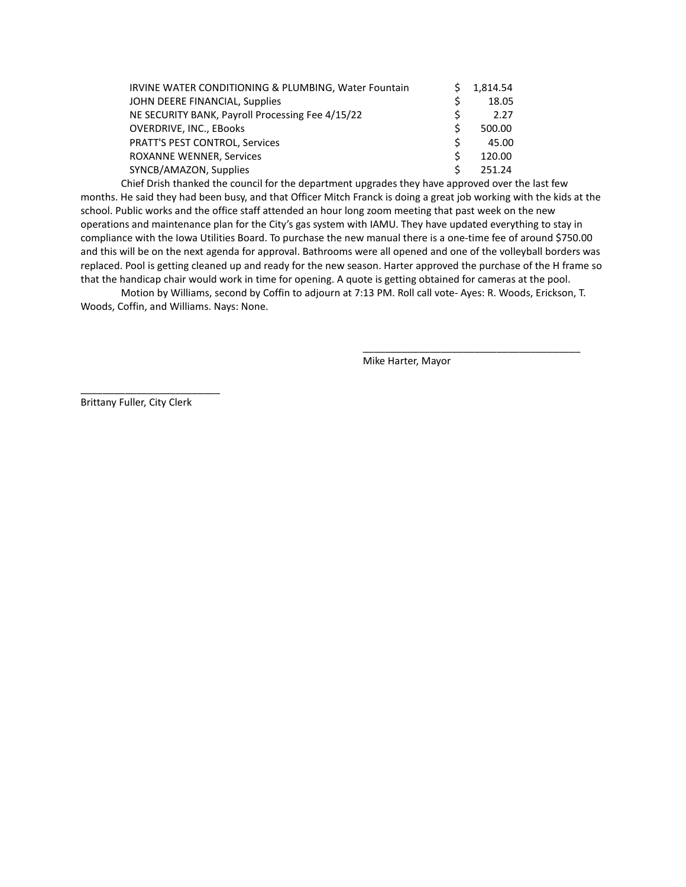| | | |
|---|---|---|
| IRVINE WATER CONDITIONING & PLUMBING, Water Fountain | $ | 1,814.54 |
| JOHN DEERE FINANCIAL, Supplies | $ | 18.05 |
| NE SECURITY BANK, Payroll Processing Fee 4/15/22 | $ | 2.27 |
| OVERDRIVE, INC., EBooks | $ | 500.00 |
| PRATT'S PEST CONTROL, Services | $ | 45.00 |
| ROXANNE WENNER, Services | $ | 120.00 |
| SYNCB/AMAZON, Supplies | $ | 251.24 |

Chief Drish thanked the council for the department upgrades they have approved over the last few months. He said they had been busy, and that Officer Mitch Franck is doing a great job working with the kids at the school. Public works and the office staff attended an hour long zoom meeting that past week on the new operations and maintenance plan for the City's gas system with IAMU. They have updated everything to stay in compliance with the Iowa Utilities Board. To purchase the new manual there is a one-time fee of around $750.00 and this will be on the next agenda for approval. Bathrooms were all opened and one of the volleyball borders was replaced. Pool is getting cleaned up and ready for the new season. Harter approved the purchase of the H frame so that the handicap chair would work in time for opening. A quote is getting obtained for cameras at the pool.

Motion by Williams, second by Coffin to adjourn at 7:13 PM. Roll call vote- Ayes: R. Woods, Erickson, T. Woods, Coffin, and Williams. Nays: None.

\_\_\_\_\_\_\_\_\_\_\_\_\_\_\_\_\_\_\_\_\_\_\_\_\_\_\_\_\_\_\_\_\_\_\_\_\_\_\_\_

Mike Harter, Mayor

\_\_\_\_\_\_\_\_\_\_\_\_\_\_\_\_\_\_\_\_\_\_\_\_\_\_

Brittany Fuller, City Clerk